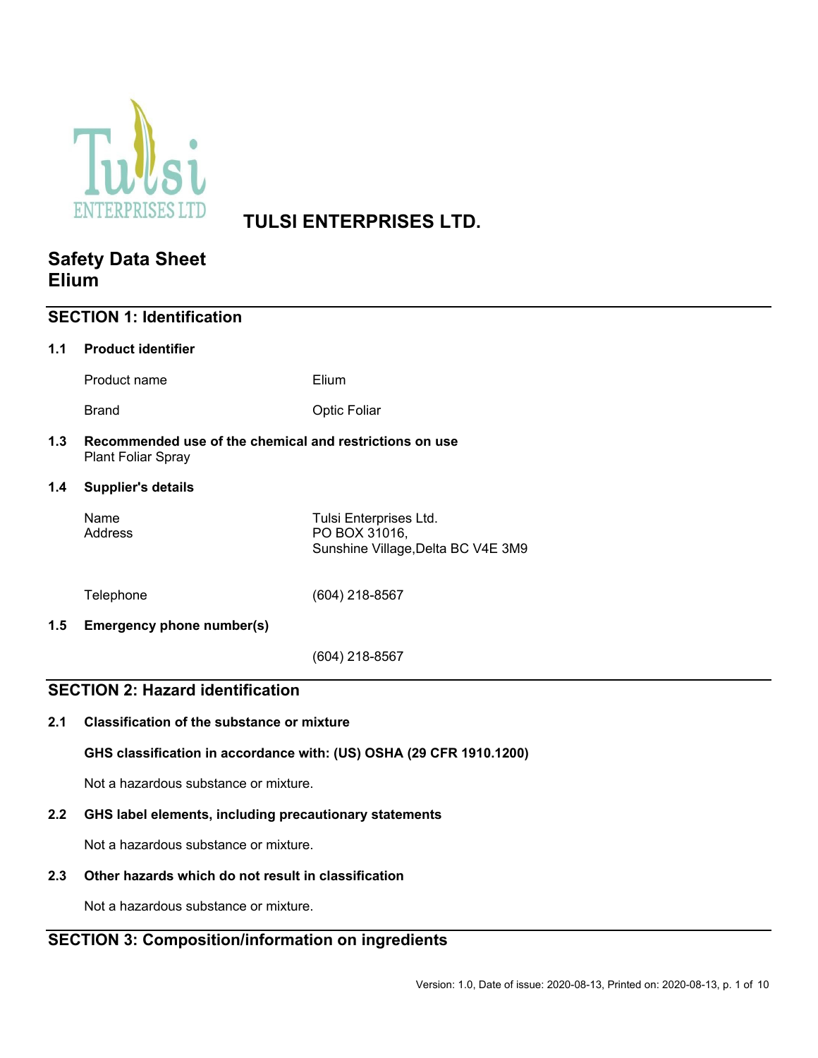# TULSI ENTERPRISES LTD.

## Safety Data Sheet
## Elium

## SECTION 1: Identification

### 1.1 Product identifier

| | |
|---|---|
| Product name | Elium |
| Brand | Optic Foliar |

### 1.3 Recommended use of the chemical and restrictions on use

Plant Foliar Spray

### 1.4 Supplier's details

| | |
|---|---|
| Name | Tulsi Enterprises Ltd. |
| Address | PO BOX 31016, Sunshine Village,Delta BC V4E 3M9 |
| Telephone | (604) 218-8567 |

### 1.5 Emergency phone number(s)

(604) 218-8567

## SECTION 2: Hazard identification

### 2.1 Classification of the substance or mixture

**GHS classification in accordance with: (US) OSHA (29 CFR 1910.1200)**

Not a hazardous substance or mixture.

### 2.2 GHS label elements, including precautionary statements

Not a hazardous substance or mixture.

### 2.3 Other hazards which do not result in classification

Not a hazardous substance or mixture.

## SECTION 3: Composition/information on ingredients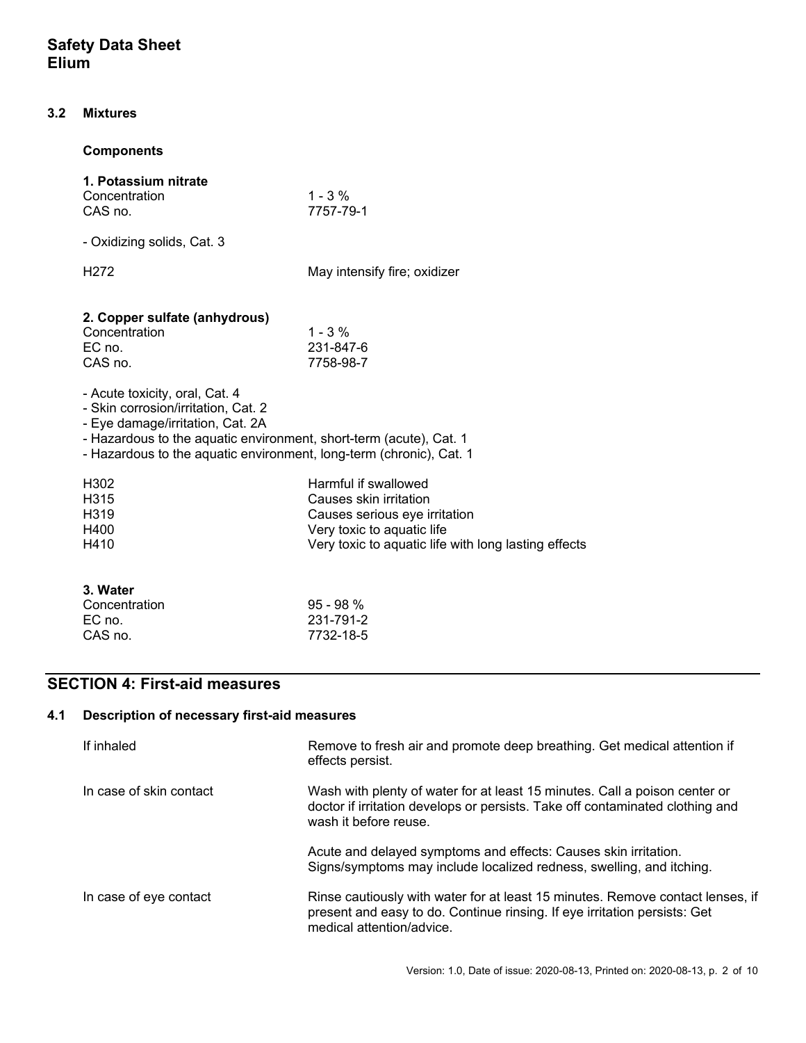### 3.2 Mixtures

**Components**

**1. Potassium nitrate**

| | |
|---|---|
| Concentration | 1 - 3 % |
| CAS no. | 7757-79-1 |

- Oxidizing solids, Cat. 3

| | |
|---|---|
| H272 | May intensify fire; oxidizer |

**2. Copper sulfate (anhydrous)**

| | |
|---|---|
| Concentration | 1 - 3 % |
| EC no. | 231-847-6 |
| CAS no. | 7758-98-7 |

- Acute toxicity, oral, Cat. 4
- Skin corrosion/irritation, Cat. 2
- Eye damage/irritation, Cat. 2A
- Hazardous to the aquatic environment, short-term (acute), Cat. 1
- Hazardous to the aquatic environment, long-term (chronic), Cat. 1

| | |
|---|---|
| H302 | Harmful if swallowed |
| H315 | Causes skin irritation |
| H319 | Causes serious eye irritation |
| H400 | Very toxic to aquatic life |
| H410 | Very toxic to aquatic life with long lasting effects |

**3. Water**

| | |
|---|---|
| Concentration | 95 - 98 % |
| EC no. | 231-791-2 |
| CAS no. | 7732-18-5 |

## SECTION 4: First-aid measures

### 4.1 Description of necessary first-aid measures

| | |
|---|---|
| If inhaled | Remove to fresh air and promote deep breathing. Get medical attention if effects persist. |
| In case of skin contact | Wash with plenty of water for at least 15 minutes. Call a poison center or doctor if irritation develops or persists. Take off contaminated clothing and wash it before reuse. |
| | Acute and delayed symptoms and effects: Causes skin irritation. Signs/symptoms may include localized redness, swelling, and itching. |
| In case of eye contact | Rinse cautiously with water for at least 15 minutes. Remove contact lenses, if present and easy to do. Continue rinsing. If eye irritation persists: Get medical attention/advice. |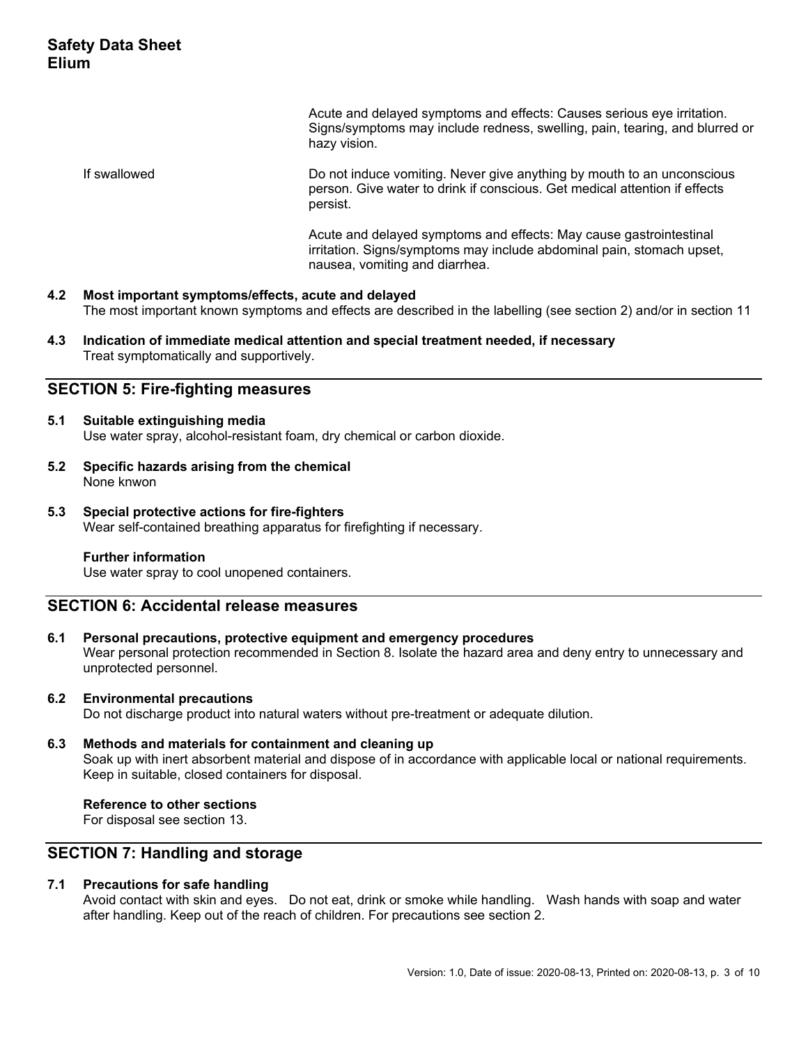Acute and delayed symptoms and effects: Causes serious eye irritation. Signs/symptoms may include redness, swelling, pain, tearing, and blurred or hazy vision.

If swallowed

Do not induce vomiting. Never give anything by mouth to an unconscious person. Give water to drink if conscious. Get medical attention if effects persist.

Acute and delayed symptoms and effects: May cause gastrointestinal irritation. Signs/symptoms may include abdominal pain, stomach upset, nausea, vomiting and diarrhea.

### 4.2 Most important symptoms/effects, acute and delayed

The most important known symptoms and effects are described in the labelling (see section 2) and/or in section 11

### 4.3 Indication of immediate medical attention and special treatment needed, if necessary

Treat symptomatically and supportively.

## SECTION 5: Fire-fighting measures

### 5.1 Suitable extinguishing media

Use water spray, alcohol-resistant foam, dry chemical or carbon dioxide.

### 5.2 Specific hazards arising from the chemical

None knwon

### 5.3 Special protective actions for fire-fighters

Wear self-contained breathing apparatus for firefighting if necessary.

**Further information**

Use water spray to cool unopened containers.

## SECTION 6: Accidental release measures

### 6.1 Personal precautions, protective equipment and emergency procedures

Wear personal protection recommended in Section 8. Isolate the hazard area and deny entry to unnecessary and unprotected personnel.

### 6.2 Environmental precautions

Do not discharge product into natural waters without pre-treatment or adequate dilution.

### 6.3 Methods and materials for containment and cleaning up

Soak up with inert absorbent material and dispose of in accordance with applicable local or national requirements. Keep in suitable, closed containers for disposal.

**Reference to other sections**

For disposal see section 13.

## SECTION 7: Handling and storage

### 7.1 Precautions for safe handling

Avoid contact with skin and eyes. Do not eat, drink or smoke while handling. Wash hands with soap and water after handling. Keep out of the reach of children. For precautions see section 2.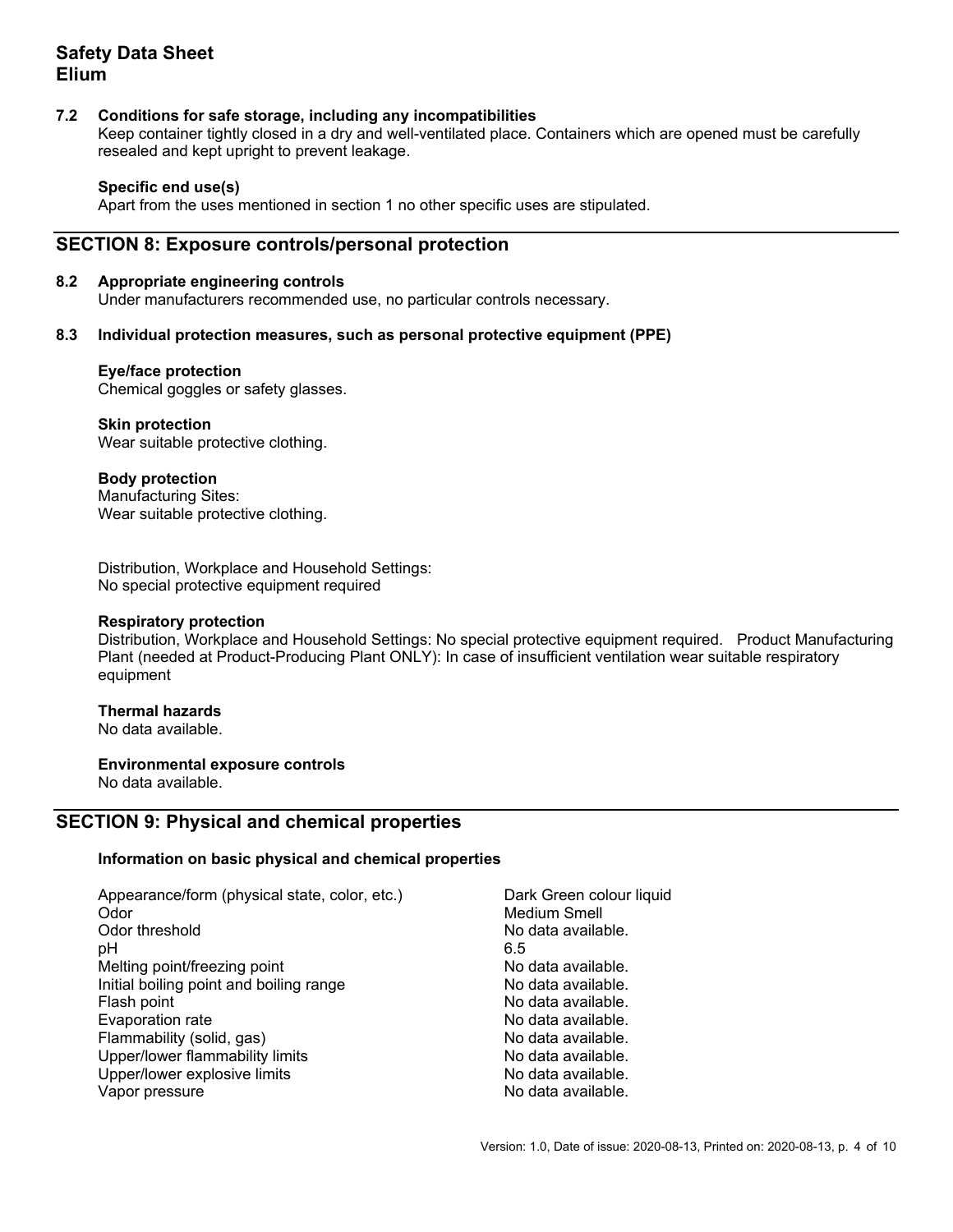**7.2 Conditions for safe storage, including any incompatibilities**

Keep container tightly closed in a dry and well-ventilated place. Containers which are opened must be carefully resealed and kept upright to prevent leakage.

**Specific end use(s)**

Apart from the uses mentioned in section 1 no other specific uses are stipulated.

## SECTION 8: Exposure controls/personal protection

**8.2 Appropriate engineering controls**

Under manufacturers recommended use, no particular controls necessary.

**8.3 Individual protection measures, such as personal protective equipment (PPE)**

**Eye/face protection**

Chemical goggles or safety glasses.

**Skin protection**

Wear suitable protective clothing.

**Body protection**

Manufacturing Sites:
Wear suitable protective clothing.

Distribution, Workplace and Household Settings:
No special protective equipment required

**Respiratory protection**

Distribution, Workplace and Household Settings: No special protective equipment required. Product Manufacturing Plant (needed at Product-Producing Plant ONLY): In case of insufficient ventilation wear suitable respiratory equipment

**Thermal hazards**

No data available.

**Environmental exposure controls**

No data available.

## SECTION 9: Physical and chemical properties

**Information on basic physical and chemical properties**

| Property | Value |
| --- | --- |
| Appearance/form (physical state, color, etc.) | Dark Green colour liquid |
| Odor | Medium Smell |
| Odor threshold | No data available. |
| pH | 6.5 |
| Melting point/freezing point | No data available. |
| Initial boiling point and boiling range | No data available. |
| Flash point | No data available. |
| Evaporation rate | No data available. |
| Flammability (solid, gas) | No data available. |
| Upper/lower flammability limits | No data available. |
| Upper/lower explosive limits | No data available. |
| Vapor pressure | No data available. |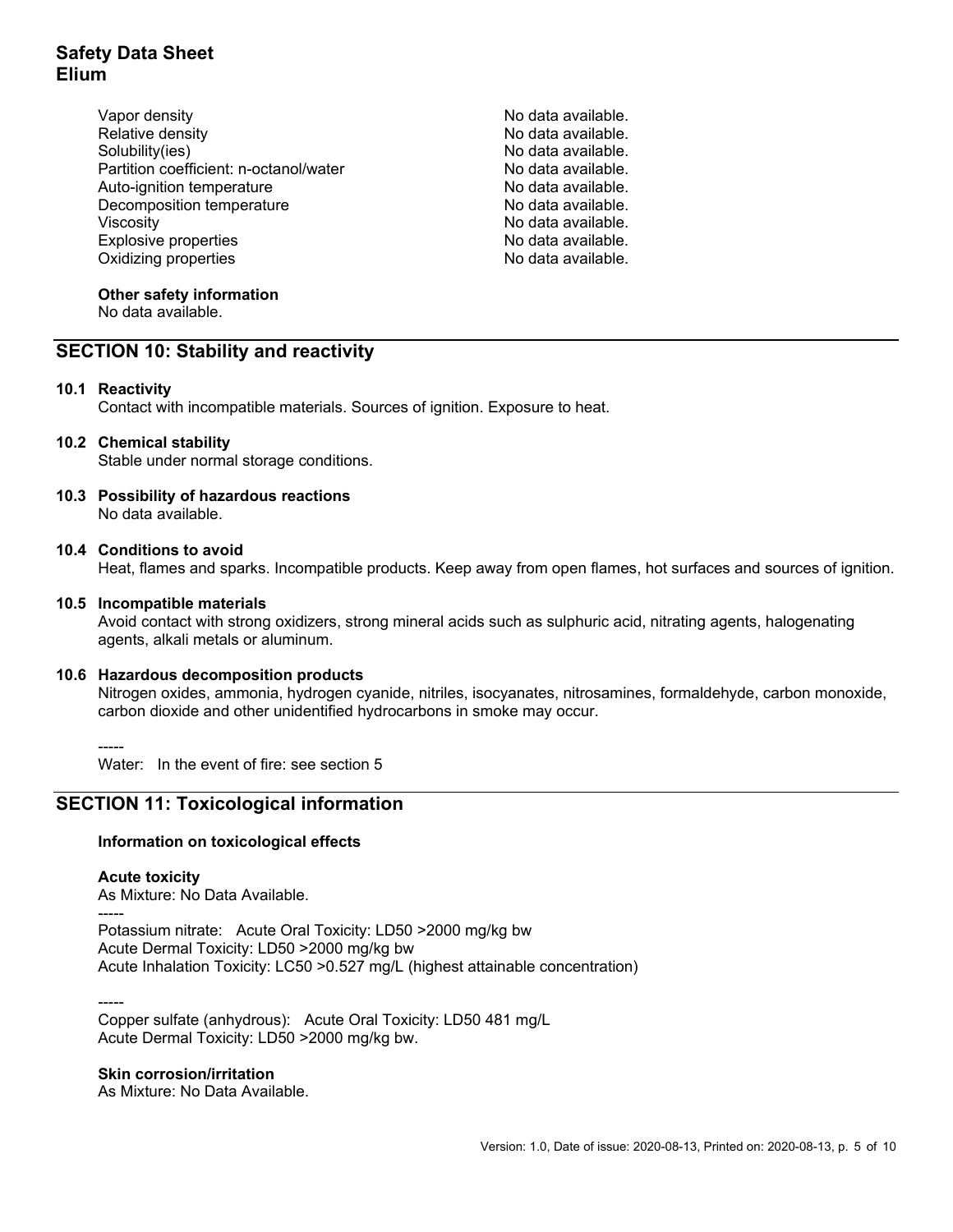| | |
|---|---|
| Vapor density | No data available. |
| Relative density | No data available. |
| Solubility(ies) | No data available. |
| Partition coefficient: n-octanol/water | No data available. |
| Auto-ignition temperature | No data available. |
| Decomposition temperature | No data available. |
| Viscosity | No data available. |
| Explosive properties | No data available. |
| Oxidizing properties | No data available. |

**Other safety information**
No data available.

## SECTION 10: Stability and reactivity

**10.1 Reactivity**
Contact with incompatible materials. Sources of ignition. Exposure to heat.

**10.2 Chemical stability**
Stable under normal storage conditions.

**10.3 Possibility of hazardous reactions**
No data available.

**10.4 Conditions to avoid**
Heat, flames and sparks. Incompatible products. Keep away from open flames, hot surfaces and sources of ignition.

**10.5 Incompatible materials**
Avoid contact with strong oxidizers, strong mineral acids such as sulphuric acid, nitrating agents, halogenating agents, alkali metals or aluminum.

**10.6 Hazardous decomposition products**
Nitrogen oxides, ammonia, hydrogen cyanide, nitriles, isocyanates, nitrosamines, formaldehyde, carbon monoxide, carbon dioxide and other unidentified hydrocarbons in smoke may occur.

-----
Water: In the event of fire: see section 5

## SECTION 11: Toxicological information

**Information on toxicological effects**

**Acute toxicity**
As Mixture: No Data Available.
-----
Potassium nitrate: Acute Oral Toxicity: LD50 >2000 mg/kg bw
Acute Dermal Toxicity: LD50 >2000 mg/kg bw
Acute Inhalation Toxicity: LC50 >0.527 mg/L (highest attainable concentration)

-----
Copper sulfate (anhydrous): Acute Oral Toxicity: LD50 481 mg/L
Acute Dermal Toxicity: LD50 >2000 mg/kg bw.

**Skin corrosion/irritation**
As Mixture: No Data Available.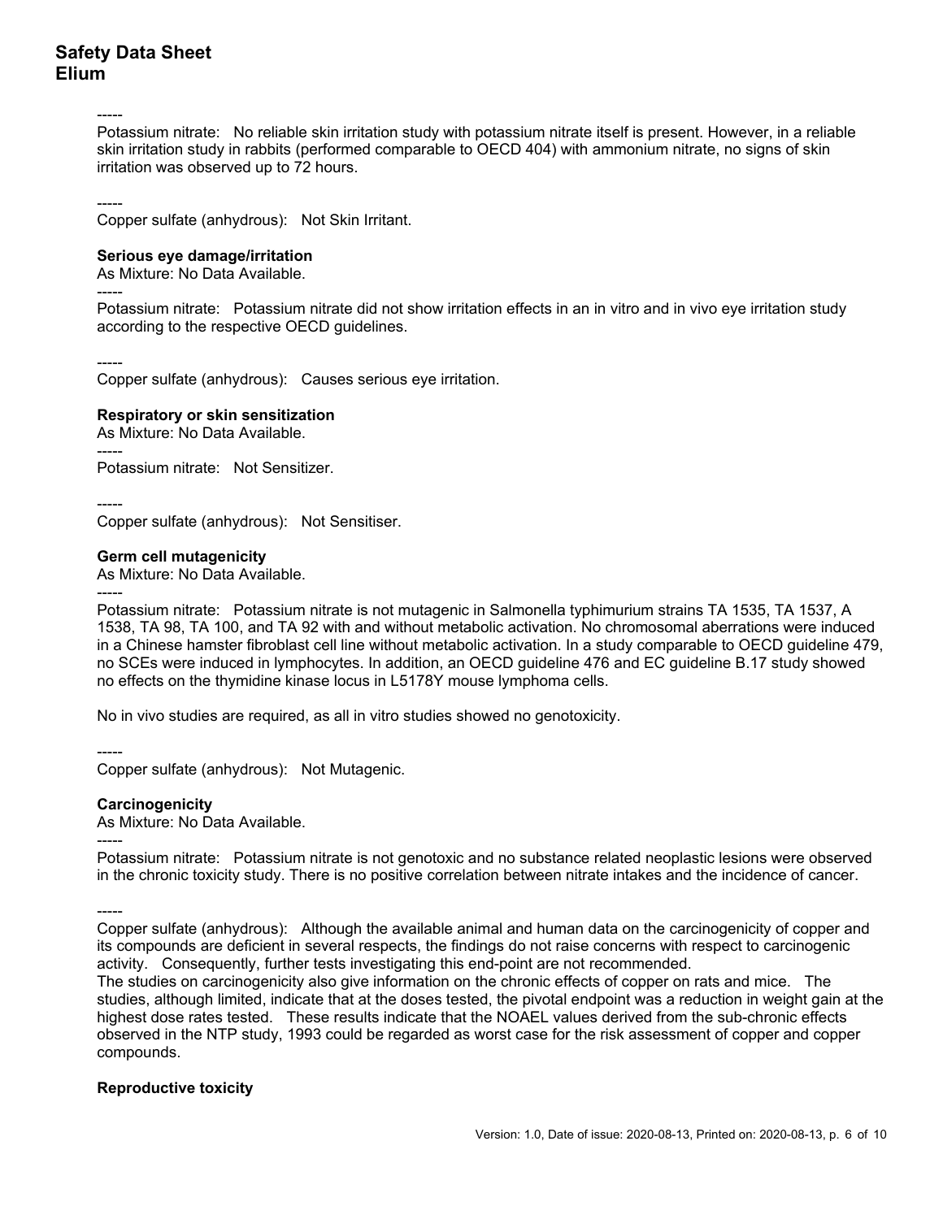-----

Potassium nitrate: No reliable skin irritation study with potassium nitrate itself is present. However, in a reliable skin irritation study in rabbits (performed comparable to OECD 404) with ammonium nitrate, no signs of skin irritation was observed up to 72 hours.

-----

Copper sulfate (anhydrous): Not Skin Irritant.

**Serious eye damage/irritation**

As Mixture: No Data Available.

-----

Potassium nitrate: Potassium nitrate did not show irritation effects in an in vitro and in vivo eye irritation study according to the respective OECD guidelines.

-----

Copper sulfate (anhydrous): Causes serious eye irritation.

**Respiratory or skin sensitization**

As Mixture: No Data Available.

-----

Potassium nitrate: Not Sensitizer.

-----

Copper sulfate (anhydrous): Not Sensitiser.

**Germ cell mutagenicity**

As Mixture: No Data Available.

-----

Potassium nitrate: Potassium nitrate is not mutagenic in Salmonella typhimurium strains TA 1535, TA 1537, A 1538, TA 98, TA 100, and TA 92 with and without metabolic activation. No chromosomal aberrations were induced in a Chinese hamster fibroblast cell line without metabolic activation. In a study comparable to OECD guideline 479, no SCEs were induced in lymphocytes. In addition, an OECD guideline 476 and EC guideline B.17 study showed no effects on the thymidine kinase locus in L5178Y mouse lymphoma cells.

No in vivo studies are required, as all in vitro studies showed no genotoxicity.

-----

Copper sulfate (anhydrous): Not Mutagenic.

**Carcinogenicity**

As Mixture: No Data Available.

-----

Potassium nitrate: Potassium nitrate is not genotoxic and no substance related neoplastic lesions were observed in the chronic toxicity study. There is no positive correlation between nitrate intakes and the incidence of cancer.

-----

Copper sulfate (anhydrous): Although the available animal and human data on the carcinogenicity of copper and its compounds are deficient in several respects, the findings do not raise concerns with respect to carcinogenic activity. Consequently, further tests investigating this end-point are not recommended.
The studies on carcinogenicity also give information on the chronic effects of copper on rats and mice. The studies, although limited, indicate that at the doses tested, the pivotal endpoint was a reduction in weight gain at the highest dose rates tested. These results indicate that the NOAEL values derived from the sub-chronic effects observed in the NTP study, 1993 could be regarded as worst case for the risk assessment of copper and copper compounds.

**Reproductive toxicity**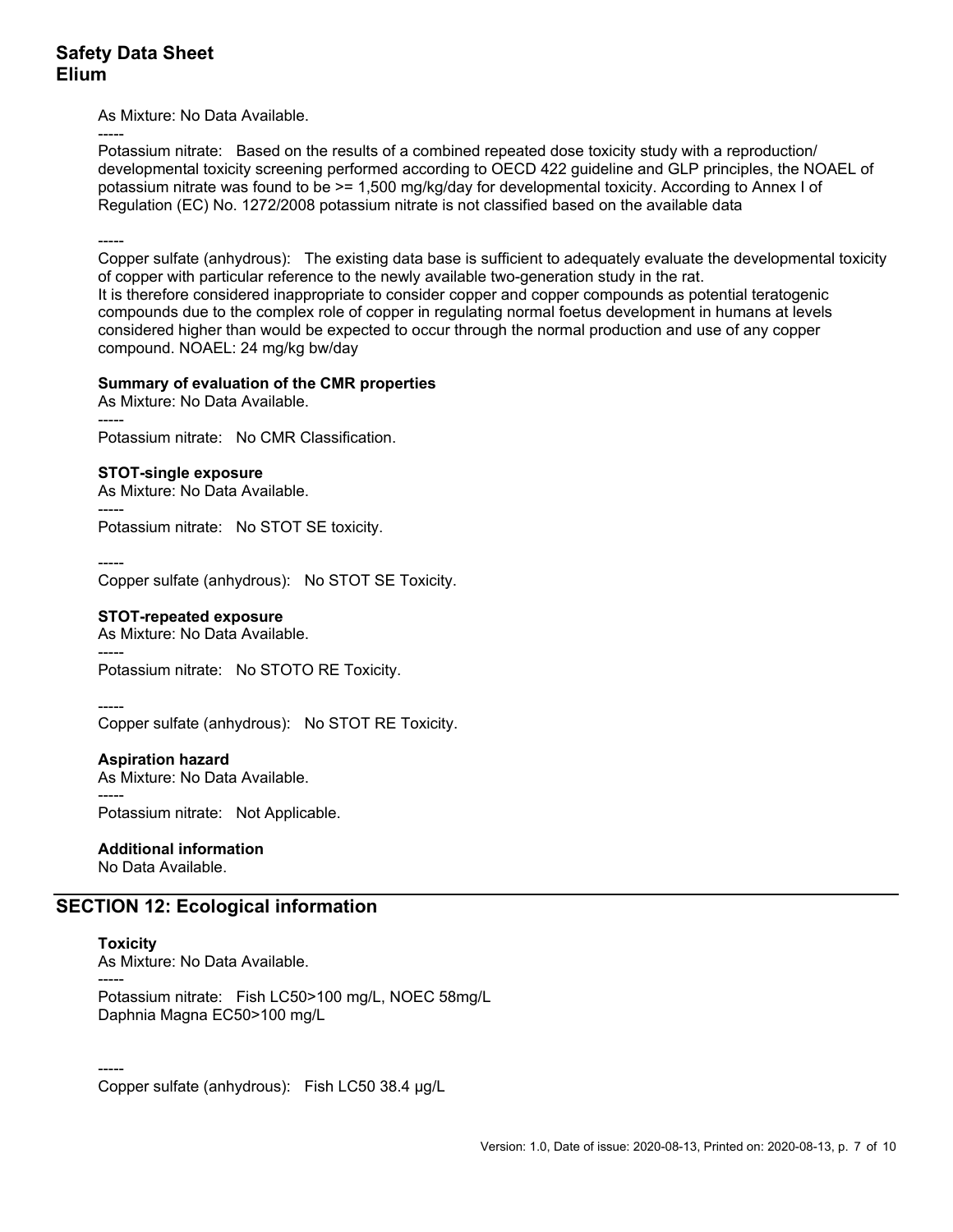As Mixture: No Data Available.

-----

Potassium nitrate: Based on the results of a combined repeated dose toxicity study with a reproduction/ developmental toxicity screening performed according to OECD 422 guideline and GLP principles, the NOAEL of potassium nitrate was found to be >= 1,500 mg/kg/day for developmental toxicity. According to Annex I of Regulation (EC) No. 1272/2008 potassium nitrate is not classified based on the available data

-----

Copper sulfate (anhydrous): The existing data base is sufficient to adequately evaluate the developmental toxicity of copper with particular reference to the newly available two-generation study in the rat.
It is therefore considered inappropriate to consider copper and copper compounds as potential teratogenic compounds due to the complex role of copper in regulating normal foetus development in humans at levels considered higher than would be expected to occur through the normal production and use of any copper compound. NOAEL: 24 mg/kg bw/day

**Summary of evaluation of the CMR properties**

As Mixture: No Data Available.

-----

Potassium nitrate: No CMR Classification.

**STOT-single exposure**

As Mixture: No Data Available.

-----

Potassium nitrate: No STOT SE toxicity.

-----

Copper sulfate (anhydrous): No STOT SE Toxicity.

**STOT-repeated exposure**

As Mixture: No Data Available.

-----

Potassium nitrate: No STOTO RE Toxicity.

-----

Copper sulfate (anhydrous): No STOT RE Toxicity.

**Aspiration hazard**

As Mixture: No Data Available.

-----

Potassium nitrate: Not Applicable.

**Additional information**

No Data Available.

## SECTION 12: Ecological information

**Toxicity**

As Mixture: No Data Available.

-----

Potassium nitrate: Fish LC50>100 mg/L, NOEC 58mg/L
Daphnia Magna EC50>100 mg/L

-----

Copper sulfate (anhydrous): Fish LC50 38.4 μg/L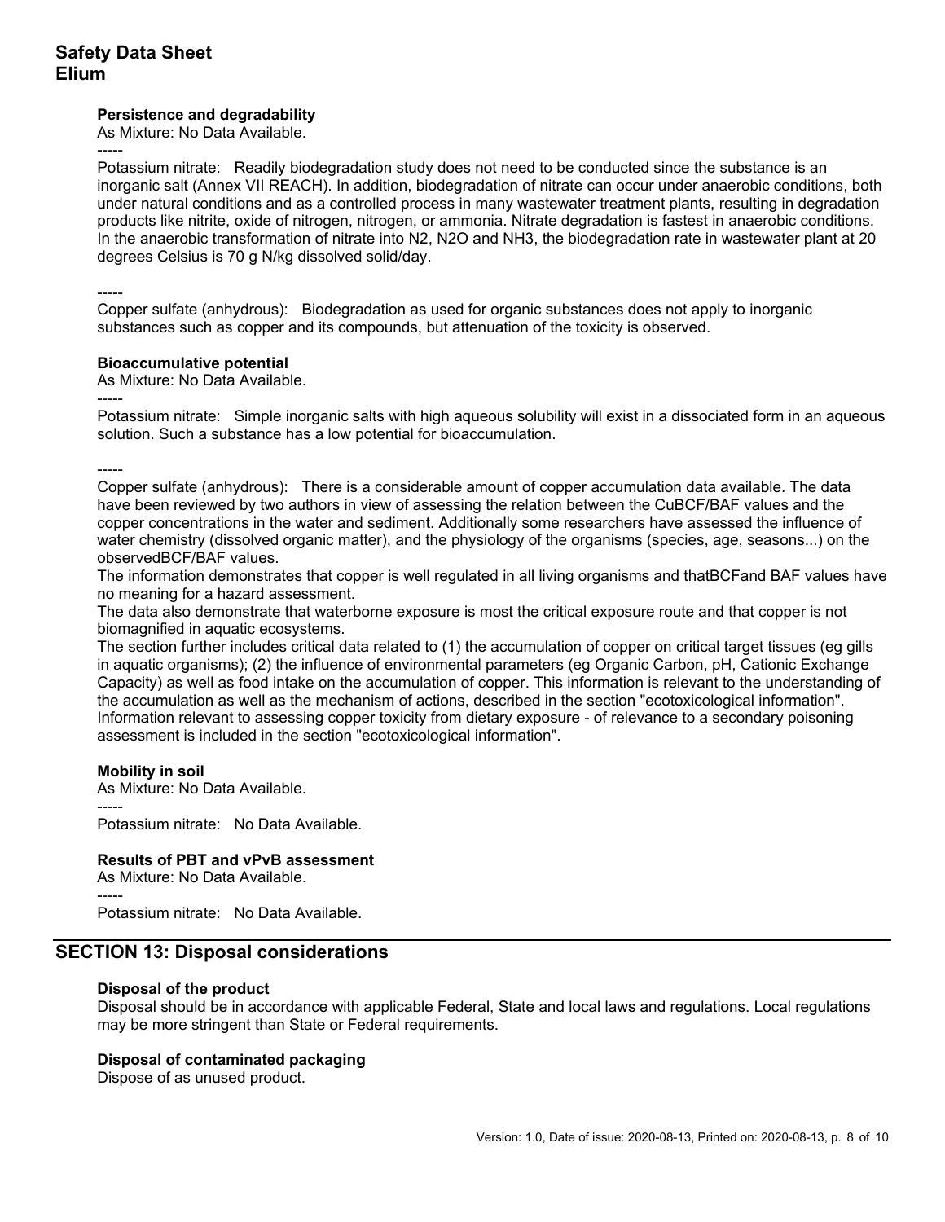#### Persistence and degradability

As Mixture: No Data Available.

-----

Potassium nitrate: Readily biodegradation study does not need to be conducted since the substance is an inorganic salt (Annex VII REACH). In addition, biodegradation of nitrate can occur under anaerobic conditions, both under natural conditions and as a controlled process in many wastewater treatment plants, resulting in degradation products like nitrite, oxide of nitrogen, nitrogen, or ammonia. Nitrate degradation is fastest in anaerobic conditions. In the anaerobic transformation of nitrate into $N_2$, $N_2O$ and $NH_3$, the biodegradation rate in wastewater plant at 20 degrees Celsius is 70 g N/kg dissolved solid/day.

-----

Copper sulfate (anhydrous): Biodegradation as used for organic substances does not apply to inorganic substances such as copper and its compounds, but attenuation of the toxicity is observed.

#### Bioaccumulative potential

As Mixture: No Data Available.

-----

Potassium nitrate: Simple inorganic salts with high aqueous solubility will exist in a dissociated form in an aqueous solution. Such a substance has a low potential for bioaccumulation.

-----

Copper sulfate (anhydrous): There is a considerable amount of copper accumulation data available. The data have been reviewed by two authors in view of assessing the relation between the CuBCF/BAF values and the copper concentrations in the water and sediment. Additionally some researchers have assessed the influence of water chemistry (dissolved organic matter), and the physiology of the organisms (species, age, seasons...) on the observedBCF/BAF values.

The information demonstrates that copper is well regulated in all living organisms and thatBCFand BAF values have no meaning for a hazard assessment.

The data also demonstrate that waterborne exposure is most the critical exposure route and that copper is not biomagnified in aquatic ecosystems.

The section further includes critical data related to (1) the accumulation of copper on critical target tissues (eg gills in aquatic organisms); (2) the influence of environmental parameters (eg Organic Carbon, pH, Cationic Exchange Capacity) as well as food intake on the accumulation of copper. This information is relevant to the understanding of the accumulation as well as the mechanism of actions, described in the section "ecotoxicological information". Information relevant to assessing copper toxicity from dietary exposure - of relevance to a secondary poisoning assessment is included in the section "ecotoxicological information".

#### Mobility in soil

As Mixture: No Data Available.

-----

Potassium nitrate: No Data Available.

#### Results of PBT and vPvB assessment

As Mixture: No Data Available.

-----

Potassium nitrate: No Data Available.

## SECTION 13: Disposal considerations

#### Disposal of the product

Disposal should be in accordance with applicable Federal, State and local laws and regulations. Local regulations may be more stringent than State or Federal requirements.

#### Disposal of contaminated packaging

Dispose of as unused product.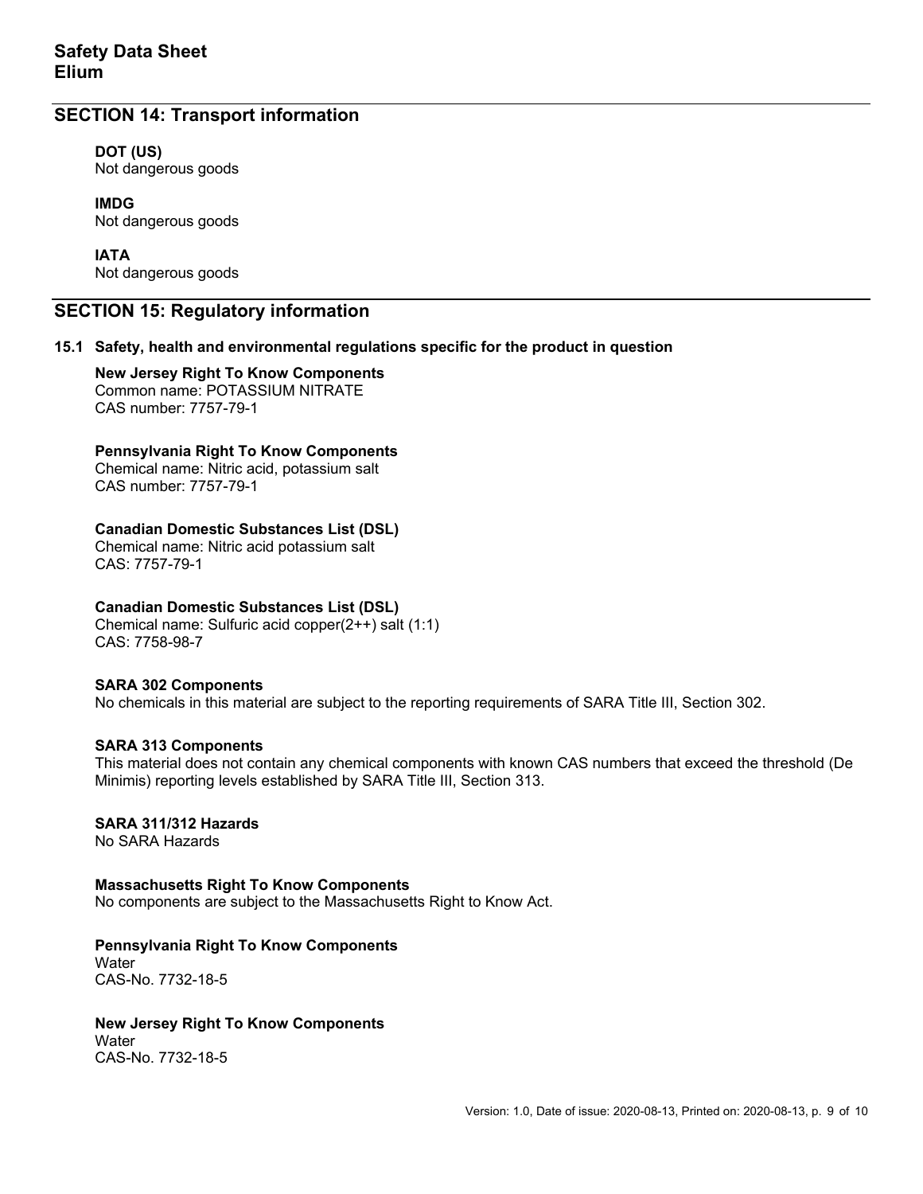## SECTION 14: Transport information

**DOT (US)**
Not dangerous goods

**IMDG**
Not dangerous goods

**IATA**
Not dangerous goods

## SECTION 15: Regulatory information

### 15.1 Safety, health and environmental regulations specific for the product in question

**New Jersey Right To Know Components**
Common name: POTASSIUM NITRATE
CAS number: 7757-79-1

**Pennsylvania Right To Know Components**
Chemical name: Nitric acid, potassium salt
CAS number: 7757-79-1

**Canadian Domestic Substances List (DSL)**
Chemical name: Nitric acid potassium salt
CAS: 7757-79-1

**Canadian Domestic Substances List (DSL)**
Chemical name: Sulfuric acid copper(2++) salt (1:1)
CAS: 7758-98-7

**SARA 302 Components**
No chemicals in this material are subject to the reporting requirements of SARA Title III, Section 302.

**SARA 313 Components**
This material does not contain any chemical components with known CAS numbers that exceed the threshold (De Minimis) reporting levels established by SARA Title III, Section 313.

**SARA 311/312 Hazards**
No SARA Hazards

**Massachusetts Right To Know Components**
No components are subject to the Massachusetts Right to Know Act.

**Pennsylvania Right To Know Components**
Water
CAS-No. 7732-18-5

**New Jersey Right To Know Components**
Water
CAS-No. 7732-18-5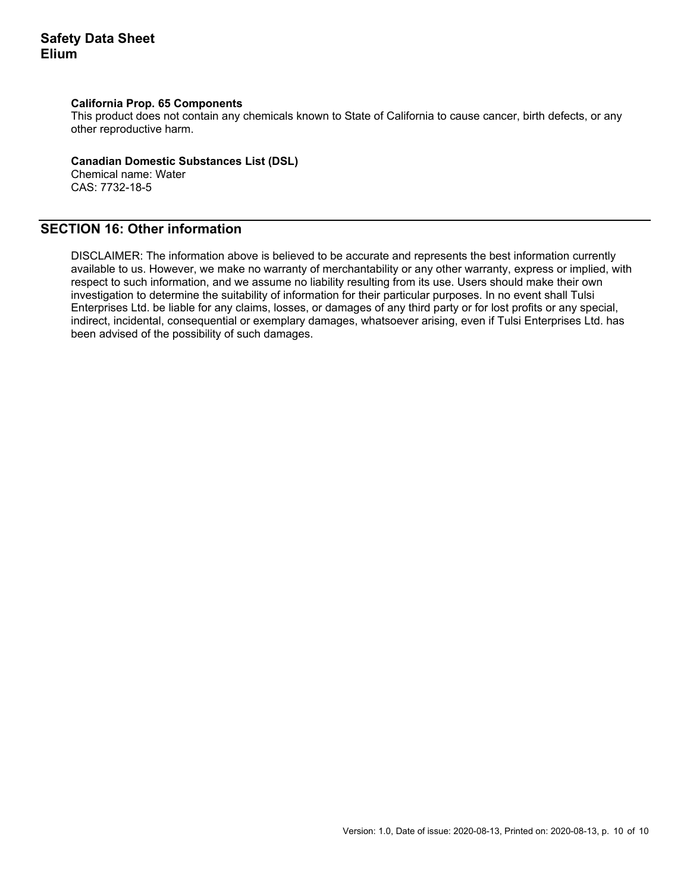**California Prop. 65 Components**

This product does not contain any chemicals known to State of California to cause cancer, birth defects, or any other reproductive harm.

**Canadian Domestic Substances List (DSL)**

Chemical name: Water
CAS: 7732-18-5

## SECTION 16: Other information

DISCLAIMER: The information above is believed to be accurate and represents the best information currently available to us. However, we make no warranty of merchantability or any other warranty, express or implied, with respect to such information, and we assume no liability resulting from its use. Users should make their own investigation to determine the suitability of information for their particular purposes. In no event shall Tulsi Enterprises Ltd. be liable for any claims, losses, or damages of any third party or for lost profits or any special, indirect, incidental, consequential or exemplary damages, whatsoever arising, even if Tulsi Enterprises Ltd. has been advised of the possibility of such damages.